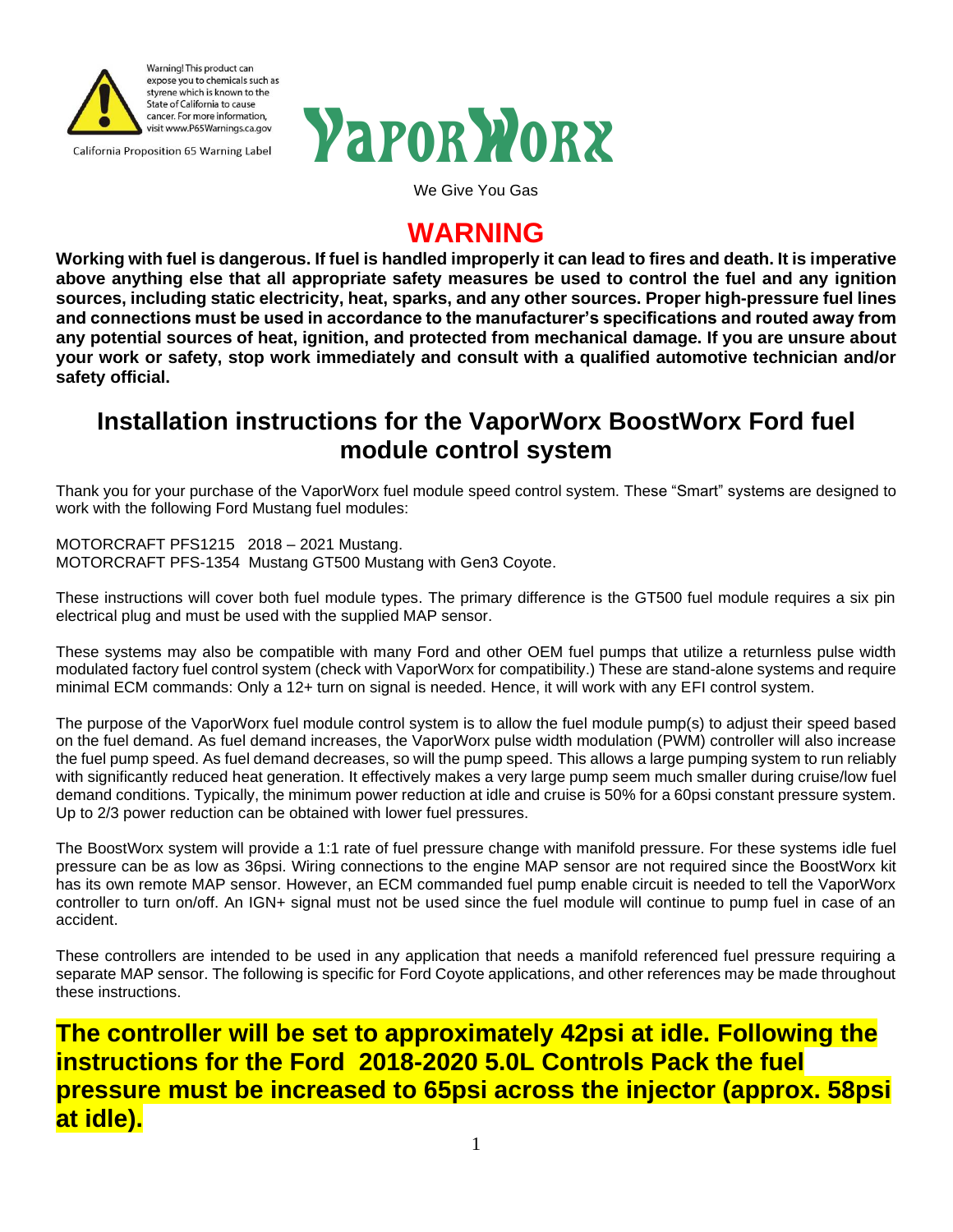Warning! This product can expose you to chemicals such as styrene which is known to the State of California to cause cancer. For more information, visit www.P65Warnings.ca.gov

California Proposition 65 Warning Label

# VaporWorx

We Give You Gas

## WARNING

**Working with fuel is dangerous. If fuel is handled improperly it can lead to fires and death. It is imperative above anything else that all appropriate safety measures be used to control the fuel and any ignition sources, including static electricity, heat, sparks, and any other sources. Proper high-pressure fuel lines and connections must be used in accordance to the manufacturer's specifications and routed away from any potential sources of heat, ignition, and protected from mechanical damage. If you are unsure about your work or safety, stop work immediately and consult with a qualified automotive technician and/or safety official.**

## Installation instructions for the VaporWorx BoostWorx Ford fuel module control system

Thank you for your purchase of the VaporWorx fuel module speed control system. These "Smart" systems are designed to work with the following Ford Mustang fuel modules:

MOTORCRAFT PFS1215 2018 – 2021 Mustang.
MOTORCRAFT PFS-1354 Mustang GT500 Mustang with Gen3 Coyote.

These instructions will cover both fuel module types. The primary difference is the GT500 fuel module requires a six pin electrical plug and must be used with the supplied MAP sensor.

These systems may also be compatible with many Ford and other OEM fuel pumps that utilize a returnless pulse width modulated factory fuel control system (check with VaporWorx for compatibility.) These are stand-alone systems and require minimal ECM commands: Only a 12+ turn on signal is needed. Hence, it will work with any EFI control system.

The purpose of the VaporWorx fuel module control system is to allow the fuel module pump(s) to adjust their speed based on the fuel demand. As fuel demand increases, the VaporWorx pulse width modulation (PWM) controller will also increase the fuel pump speed. As fuel demand decreases, so will the pump speed. This allows a large pumping system to run reliably with significantly reduced heat generation. It effectively makes a very large pump seem much smaller during cruise/low fuel demand conditions. Typically, the minimum power reduction at idle and cruise is 50% for a 60psi constant pressure system. Up to 2/3 power reduction can be obtained with lower fuel pressures.

The BoostWorx system will provide a 1:1 rate of fuel pressure change with manifold pressure. For these systems idle fuel pressure can be as low as 36psi. Wiring connections to the engine MAP sensor are not required since the BoostWorx kit has its own remote MAP sensor. However, an ECM commanded fuel pump enable circuit is needed to tell the VaporWorx controller to turn on/off. An IGN+ signal must not be used since the fuel module will continue to pump fuel in case of an accident.

These controllers are intended to be used in any application that needs a manifold referenced fuel pressure requiring a separate MAP sensor. The following is specific for Ford Coyote applications, and other references may be made throughout these instructions.

**The controller will be set to approximately 42psi at idle. Following the instructions for the Ford 2018-2020 5.0L Controls Pack the fuel pressure must be increased to 65psi across the injector (approx. 58psi at idle).**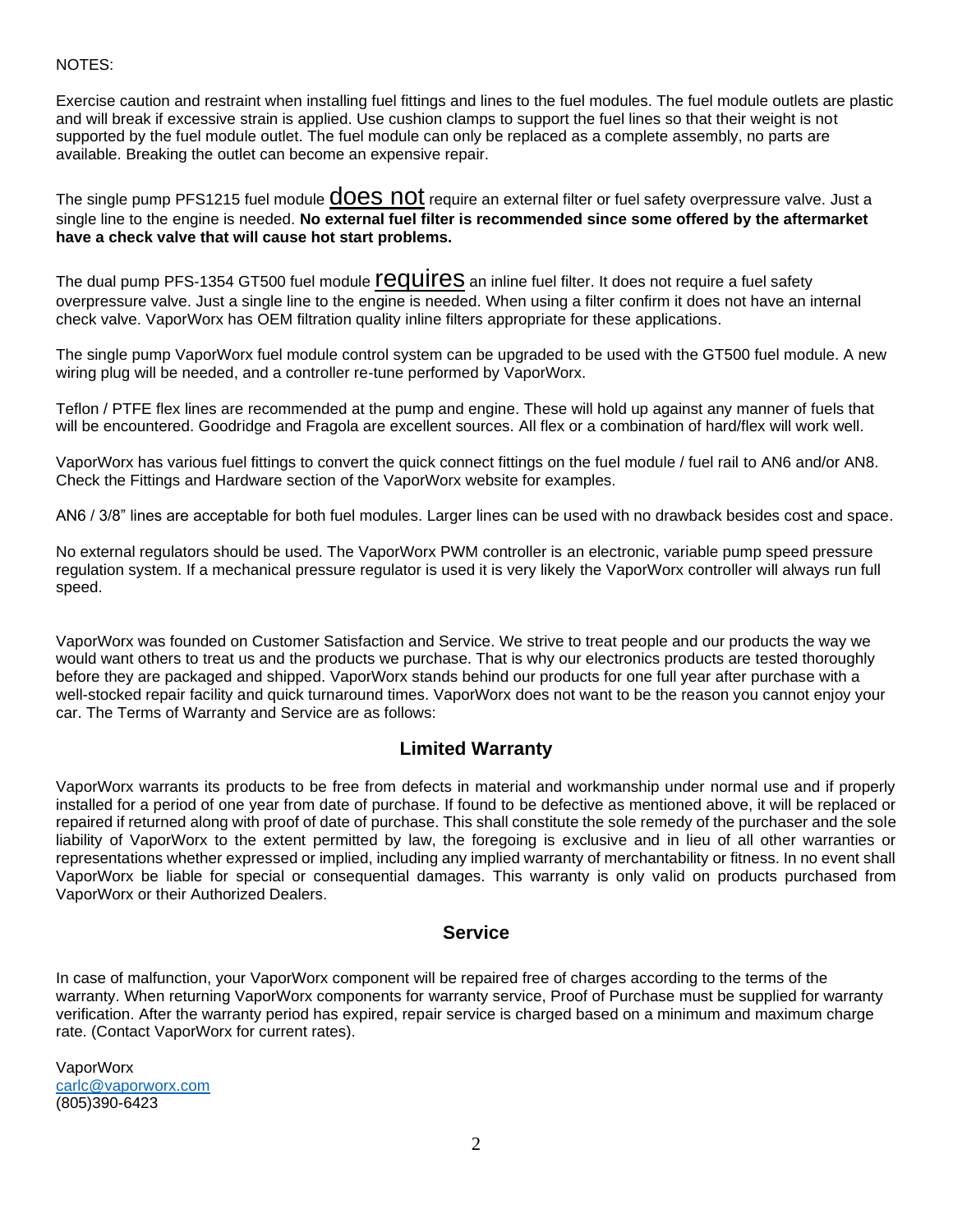NOTES:

Exercise caution and restraint when installing fuel fittings and lines to the fuel modules. The fuel module outlets are plastic and will break if excessive strain is applied. Use cushion clamps to support the fuel lines so that their weight is not supported by the fuel module outlet. The fuel module can only be replaced as a complete assembly, no parts are available. Breaking the outlet can become an expensive repair.

The single pump PFS1215 fuel module <u>does not</u> require an external filter or fuel safety overpressure valve. Just a single line to the engine is needed. **No external fuel filter is recommended since some offered by the aftermarket have a check valve that will cause hot start problems.**

The dual pump PFS-1354 GT500 fuel module <u>requires</u> an inline fuel filter. It does not require a fuel safety overpressure valve. Just a single line to the engine is needed. When using a filter confirm it does not have an internal check valve. VaporWorx has OEM filtration quality inline filters appropriate for these applications.

The single pump VaporWorx fuel module control system can be upgraded to be used with the GT500 fuel module. A new wiring plug will be needed, and a controller re-tune performed by VaporWorx.

Teflon / PTFE flex lines are recommended at the pump and engine. These will hold up against any manner of fuels that will be encountered. Goodridge and Fragola are excellent sources. All flex or a combination of hard/flex will work well.

VaporWorx has various fuel fittings to convert the quick connect fittings on the fuel module / fuel rail to AN6 and/or AN8. Check the Fittings and Hardware section of the VaporWorx website for examples.

AN6 / 3/8" lines are acceptable for both fuel modules. Larger lines can be used with no drawback besides cost and space.

No external regulators should be used. The VaporWorx PWM controller is an electronic, variable pump speed pressure regulation system. If a mechanical pressure regulator is used it is very likely the VaporWorx controller will always run full speed.

VaporWorx was founded on Customer Satisfaction and Service. We strive to treat people and our products the way we would want others to treat us and the products we purchase. That is why our electronics products are tested thoroughly before they are packaged and shipped. VaporWorx stands behind our products for one full year after purchase with a well-stocked repair facility and quick turnaround times. VaporWorx does not want to be the reason you cannot enjoy your car. The Terms of Warranty and Service are as follows:

## Limited Warranty

VaporWorx warrants its products to be free from defects in material and workmanship under normal use and if properly installed for a period of one year from date of purchase. If found to be defective as mentioned above, it will be replaced or repaired if returned along with proof of date of purchase. This shall constitute the sole remedy of the purchaser and the sole liability of VaporWorx to the extent permitted by law, the foregoing is exclusive and in lieu of all other warranties or representations whether expressed or implied, including any implied warranty of merchantability or fitness. In no event shall VaporWorx be liable for special or consequential damages. This warranty is only valid on products purchased from VaporWorx or their Authorized Dealers.

## Service

In case of malfunction, your VaporWorx component will be repaired free of charges according to the terms of the warranty. When returning VaporWorx components for warranty service, Proof of Purchase must be supplied for warranty verification. After the warranty period has expired, repair service is charged based on a minimum and maximum charge rate. (Contact VaporWorx for current rates).

VaporWorx
carlc@vaporworx.com
(805)390-6423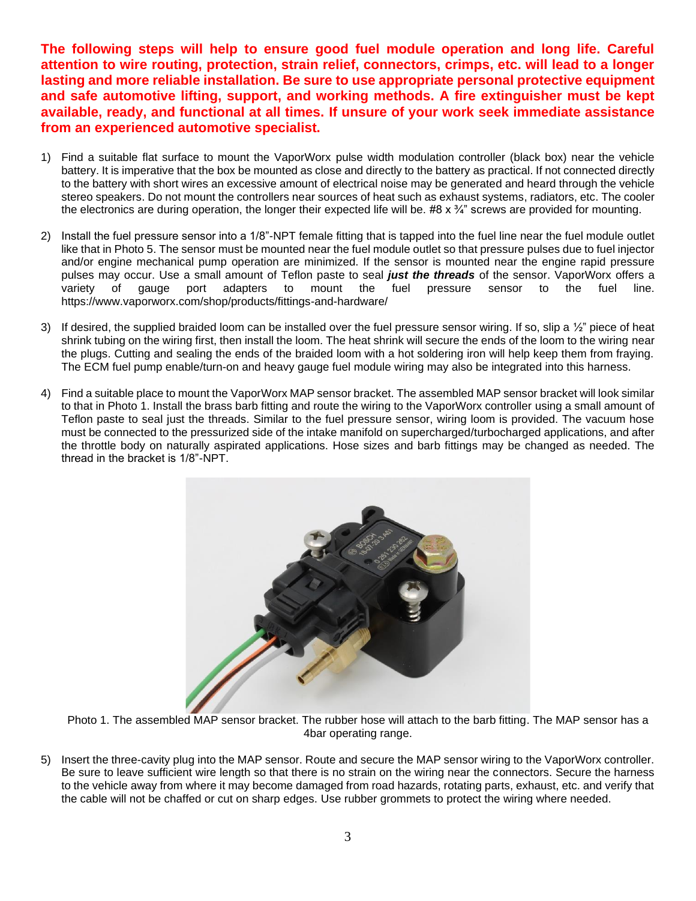**The following steps will help to ensure good fuel module operation and long life. Careful attention to wire routing, protection, strain relief, connectors, crimps, etc. will lead to a longer lasting and more reliable installation. Be sure to use appropriate personal protective equipment and safe automotive lifting, support, and working methods. A fire extinguisher must be kept available, ready, and functional at all times. If unsure of your work seek immediate assistance from an experienced automotive specialist.**

1) Find a suitable flat surface to mount the VaporWorx pulse width modulation controller (black box) near the vehicle battery. It is imperative that the box be mounted as close and directly to the battery as practical. If not connected directly to the battery with short wires an excessive amount of electrical noise may be generated and heard through the vehicle stereo speakers. Do not mount the controllers near sources of heat such as exhaust systems, radiators, etc. The cooler the electronics are during operation, the longer their expected life will be. #8 x ¾" screws are provided for mounting.

2) Install the fuel pressure sensor into a 1/8"-NPT female fitting that is tapped into the fuel line near the fuel module outlet like that in Photo 5. The sensor must be mounted near the fuel module outlet so that pressure pulses due to fuel injector and/or engine mechanical pump operation are minimized. If the sensor is mounted near the engine rapid pressure pulses may occur. Use a small amount of Teflon paste to seal ***just the threads*** of the sensor. VaporWorx offers a variety of gauge port adapters to mount the fuel pressure sensor to the fuel line. https://www.vaporworx.com/shop/products/fittings-and-hardware/

3) If desired, the supplied braided loom can be installed over the fuel pressure sensor wiring. If so, slip a ½" piece of heat shrink tubing on the wiring first, then install the loom. The heat shrink will secure the ends of the loom to the wiring near the plugs. Cutting and sealing the ends of the braided loom with a hot soldering iron will help keep them from fraying. The ECM fuel pump enable/turn-on and heavy gauge fuel module wiring may also be integrated into this harness.

4) Find a suitable place to mount the VaporWorx MAP sensor bracket. The assembled MAP sensor bracket will look similar to that in Photo 1. Install the brass barb fitting and route the wiring to the VaporWorx controller using a small amount of Teflon paste to seal just the threads. Similar to the fuel pressure sensor, wiring loom is provided. The vacuum hose must be connected to the pressurized side of the intake manifold on supercharged/turbocharged applications, and after the throttle body on naturally aspirated applications. Hose sizes and barb fittings may be changed as needed. The thread in the bracket is 1/8"-NPT.

Photo 1. The assembled MAP sensor bracket. The rubber hose will attach to the barb fitting. The MAP sensor has a 4bar operating range.

5) Insert the three-cavity plug into the MAP sensor. Route and secure the MAP sensor wiring to the VaporWorx controller. Be sure to leave sufficient wire length so that there is no strain on the wiring near the connectors. Secure the harness to the vehicle away from where it may become damaged from road hazards, rotating parts, exhaust, etc. and verify that the cable will not be chaffed or cut on sharp edges. Use rubber grommets to protect the wiring where needed.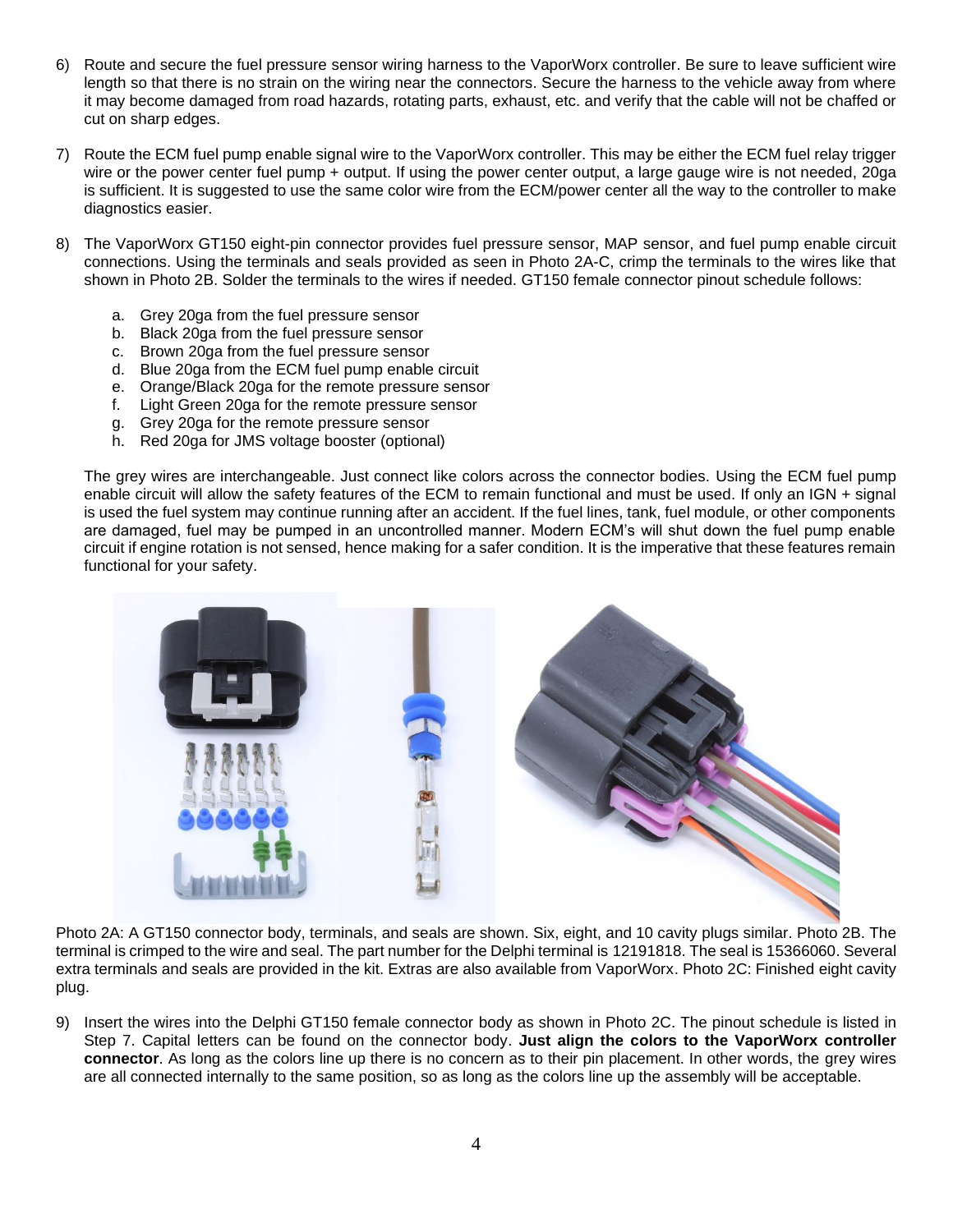6) Route and secure the fuel pressure sensor wiring harness to the VaporWorx controller. Be sure to leave sufficient wire length so that there is no strain on the wiring near the connectors. Secure the harness to the vehicle away from where it may become damaged from road hazards, rotating parts, exhaust, etc. and verify that the cable will not be chaffed or cut on sharp edges.

7) Route the ECM fuel pump enable signal wire to the VaporWorx controller. This may be either the ECM fuel relay trigger wire or the power center fuel pump + output. If using the power center output, a large gauge wire is not needed, 20ga is sufficient. It is suggested to use the same color wire from the ECM/power center all the way to the controller to make diagnostics easier.

8) The VaporWorx GT150 eight-pin connector provides fuel pressure sensor, MAP sensor, and fuel pump enable circuit connections. Using the terminals and seals provided as seen in Photo 2A-C, crimp the terminals to the wires like that shown in Photo 2B. Solder the terminals to the wires if needed. GT150 female connector pinout schedule follows:

    a. Grey 20ga from the fuel pressure sensor
    b. Black 20ga from the fuel pressure sensor
    c. Brown 20ga from the fuel pressure sensor
    d. Blue 20ga from the ECM fuel pump enable circuit
    e. Orange/Black 20ga for the remote pressure sensor
    f. Light Green 20ga for the remote pressure sensor
    g. Grey 20ga for the remote pressure sensor
    h. Red 20ga for JMS voltage booster (optional)

    The grey wires are interchangeable. Just connect like colors across the connector bodies. Using the ECM fuel pump enable circuit will allow the safety features of the ECM to remain functional and must be used. If only an IGN + signal is used the fuel system may continue running after an accident. If the fuel lines, tank, fuel module, or other components are damaged, fuel may be pumped in an uncontrolled manner. Modern ECM's will shut down the fuel pump enable circuit if engine rotation is not sensed, hence making for a safer condition. It is the imperative that these features remain functional for your safety.

Photo 2A: A GT150 connector body, terminals, and seals are shown. Six, eight, and 10 cavity plugs similar. Photo 2B. The terminal is crimped to the wire and seal. The part number for the Delphi terminal is 12191818. The seal is 15366060. Several extra terminals and seals are provided in the kit. Extras are also available from VaporWorx. Photo 2C: Finished eight cavity plug.

9) Insert the wires into the Delphi GT150 female connector body as shown in Photo 2C. The pinout schedule is listed in Step 7. Capital letters can be found on the connector body. **Just align the colors to the VaporWorx controller connector**. As long as the colors line up there is no concern as to their pin placement. In other words, the grey wires are all connected internally to the same position, so as long as the colors line up the assembly will be acceptable.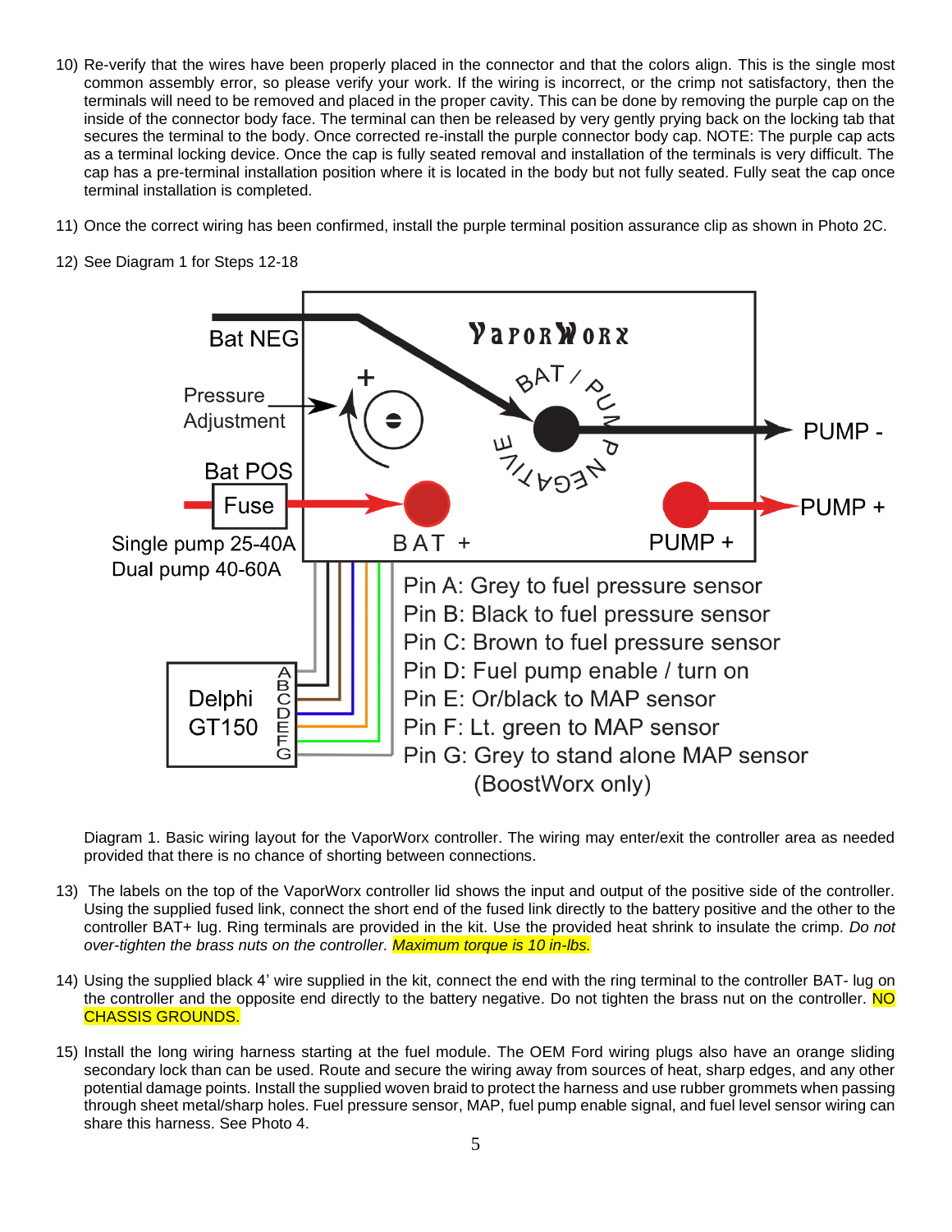10) Re-verify that the wires have been properly placed in the connector and that the colors align. This is the single most common assembly error, so please verify your work. If the wiring is incorrect, or the crimp not satisfactory, then the terminals will need to be removed and placed in the proper cavity. This can be done by removing the purple cap on the inside of the connector body face. The terminal can then be released by very gently prying back on the locking tab that secures the terminal to the body. Once corrected re-install the purple connector body cap. NOTE: The purple cap acts as a terminal locking device. Once the cap is fully seated removal and installation of the terminals is very difficult. The cap has a pre-terminal installation position where it is located in the body but not fully seated. Fully seat the cap once terminal installation is completed.

11) Once the correct wiring has been confirmed, install the purple terminal position assurance clip as shown in Photo 2C.

12) See Diagram 1 for Steps 12-18

VaporWorx

Bat NEG — BAT / PUMP NEGATIVE — PUMP -

Pressure Adjustment (+)

Bat POS — Fuse — BAT + ; PUMP + — PUMP +

Single pump 25-40A
Dual pump 40-60A

Delphi GT150 (A–G)

- Pin A: Grey to fuel pressure sensor
- Pin B: Black to fuel pressure sensor
- Pin C: Brown to fuel pressure sensor
- Pin D: Fuel pump enable / turn on
- Pin E: Or/black to MAP sensor
- Pin F: Lt. green to MAP sensor
- Pin G: Grey to stand alone MAP sensor (BoostWorx only)

Diagram 1. Basic wiring layout for the VaporWorx controller. The wiring may enter/exit the controller area as needed provided that there is no chance of shorting between connections.

13) The labels on the top of the VaporWorx controller lid shows the input and output of the positive side of the controller. Using the supplied fused link, connect the short end of the fused link directly to the battery positive and the other to the controller BAT+ lug. Ring terminals are provided in the kit. Use the provided heat shrink to insulate the crimp. *Do not over-tighten the brass nuts on the controller. Maximum torque is 10 in-lbs.*

14) Using the supplied black 4' wire supplied in the kit, connect the end with the ring terminal to the controller BAT- lug on the controller and the opposite end directly to the battery negative. Do not tighten the brass nut on the controller. NO CHASSIS GROUNDS.

15) Install the long wiring harness starting at the fuel module. The OEM Ford wiring plugs also have an orange sliding secondary lock than can be used. Route and secure the wiring away from sources of heat, sharp edges, and any other potential damage points. Install the supplied woven braid to protect the harness and use rubber grommets when passing through sheet metal/sharp holes. Fuel pressure sensor, MAP, fuel pump enable signal, and fuel level sensor wiring can share this harness. See Photo 4.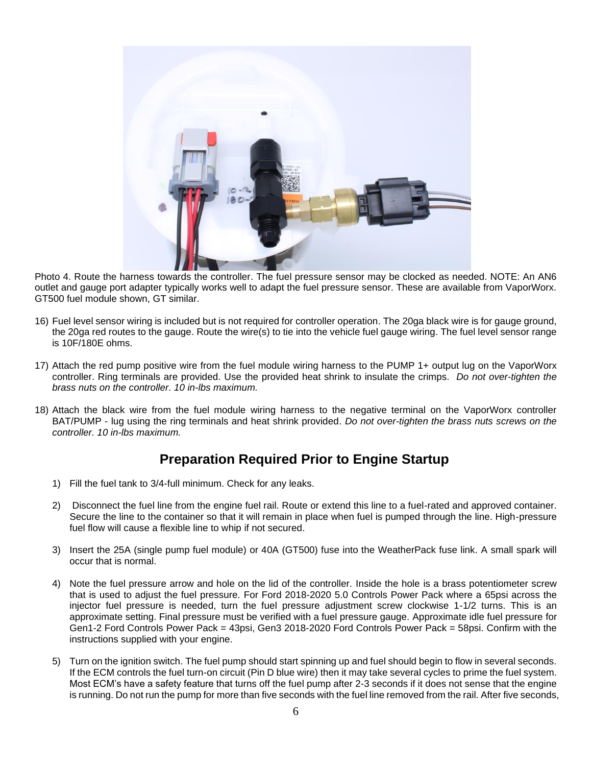Photo 4. Route the harness towards the controller. The fuel pressure sensor may be clocked as needed. NOTE: An AN6 outlet and gauge port adapter typically works well to adapt the fuel pressure sensor. These are available from VaporWorx. GT500 fuel module shown, GT similar.

16) Fuel level sensor wiring is included but is not required for controller operation. The 20ga black wire is for gauge ground, the 20ga red routes to the gauge. Route the wire(s) to tie into the vehicle fuel gauge wiring. The fuel level sensor range is 10F/180E ohms.

17) Attach the red pump positive wire from the fuel module wiring harness to the PUMP 1+ output lug on the VaporWorx controller. Ring terminals are provided. Use the provided heat shrink to insulate the crimps. *Do not over-tighten the brass nuts on the controller. 10 in-lbs maximum.*

18) Attach the black wire from the fuel module wiring harness to the negative terminal on the VaporWorx controller BAT/PUMP - lug using the ring terminals and heat shrink provided. *Do not over-tighten the brass nuts screws on the controller. 10 in-lbs maximum.*

## Preparation Required Prior to Engine Startup

1) Fill the fuel tank to 3/4-full minimum. Check for any leaks.

2) Disconnect the fuel line from the engine fuel rail. Route or extend this line to a fuel-rated and approved container. Secure the line to the container so that it will remain in place when fuel is pumped through the line. High-pressure fuel flow will cause a flexible line to whip if not secured.

3) Insert the 25A (single pump fuel module) or 40A (GT500) fuse into the WeatherPack fuse link. A small spark will occur that is normal.

4) Note the fuel pressure arrow and hole on the lid of the controller. Inside the hole is a brass potentiometer screw that is used to adjust the fuel pressure. For Ford 2018-2020 5.0 Controls Power Pack where a 65psi across the injector fuel pressure is needed, turn the fuel pressure adjustment screw clockwise 1-1/2 turns. This is an approximate setting. Final pressure must be verified with a fuel pressure gauge. Approximate idle fuel pressure for Gen1-2 Ford Controls Power Pack = 43psi, Gen3 2018-2020 Ford Controls Power Pack = 58psi. Confirm with the instructions supplied with your engine.

5) Turn on the ignition switch. The fuel pump should start spinning up and fuel should begin to flow in several seconds. If the ECM controls the fuel turn-on circuit (Pin D blue wire) then it may take several cycles to prime the fuel system. Most ECM's have a safety feature that turns off the fuel pump after 2-3 seconds if it does not sense that the engine is running. Do not run the pump for more than five seconds with the fuel line removed from the rail. After five seconds,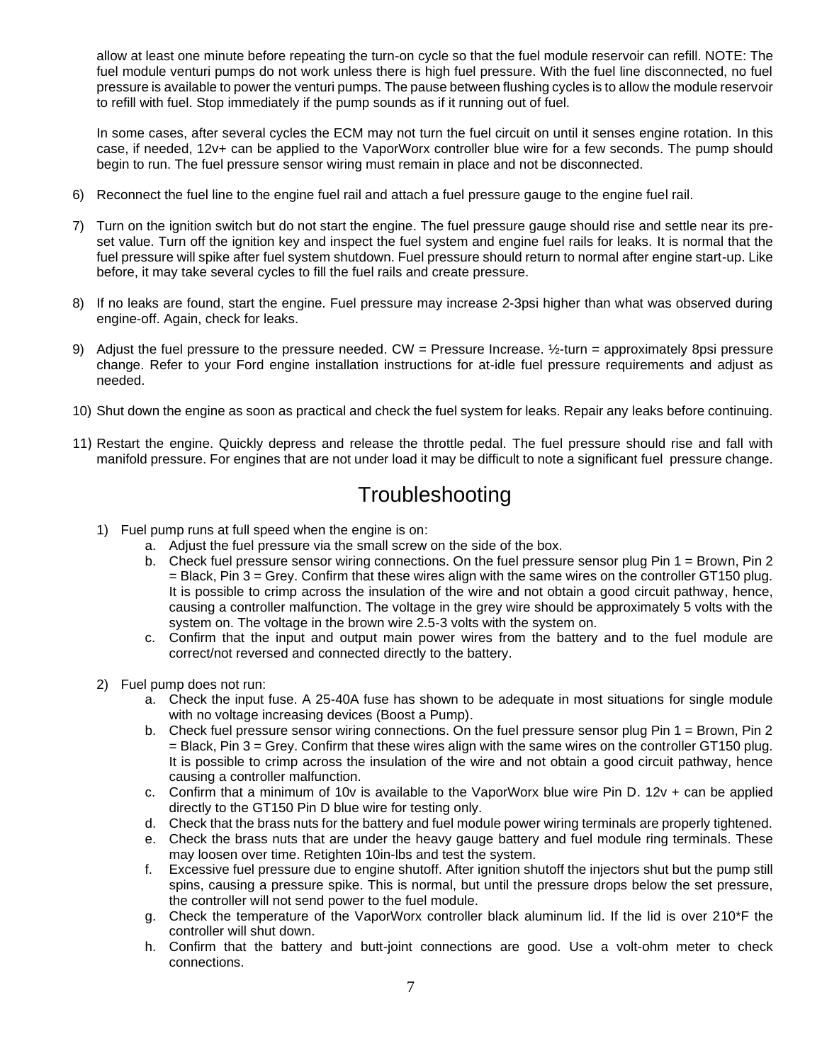allow at least one minute before repeating the turn-on cycle so that the fuel module reservoir can refill. NOTE: The fuel module venturi pumps do not work unless there is high fuel pressure. With the fuel line disconnected, no fuel pressure is available to power the venturi pumps. The pause between flushing cycles is to allow the module reservoir to refill with fuel. Stop immediately if the pump sounds as if it running out of fuel.

In some cases, after several cycles the ECM may not turn the fuel circuit on until it senses engine rotation. In this case, if needed, 12v+ can be applied to the VaporWorx controller blue wire for a few seconds. The pump should begin to run. The fuel pressure sensor wiring must remain in place and not be disconnected.

6) Reconnect the fuel line to the engine fuel rail and attach a fuel pressure gauge to the engine fuel rail.

7) Turn on the ignition switch but do not start the engine. The fuel pressure gauge should rise and settle near its pre-set value. Turn off the ignition key and inspect the fuel system and engine fuel rails for leaks. It is normal that the fuel pressure will spike after fuel system shutdown. Fuel pressure should return to normal after engine start-up. Like before, it may take several cycles to fill the fuel rails and create pressure.

8) If no leaks are found, start the engine. Fuel pressure may increase 2-3psi higher than what was observed during engine-off. Again, check for leaks.

9) Adjust the fuel pressure to the pressure needed. CW = Pressure Increase. ½-turn = approximately 8psi pressure change. Refer to your Ford engine installation instructions for at-idle fuel pressure requirements and adjust as needed.

10) Shut down the engine as soon as practical and check the fuel system for leaks. Repair any leaks before continuing.

11) Restart the engine. Quickly depress and release the throttle pedal. The fuel pressure should rise and fall with manifold pressure. For engines that are not under load it may be difficult to note a significant fuel pressure change.

# Troubleshooting

1) Fuel pump runs at full speed when the engine is on:
   a. Adjust the fuel pressure via the small screw on the side of the box.
   b. Check fuel pressure sensor wiring connections. On the fuel pressure sensor plug Pin 1 = Brown, Pin 2 = Black, Pin 3 = Grey. Confirm that these wires align with the same wires on the controller GT150 plug. It is possible to crimp across the insulation of the wire and not obtain a good circuit pathway, hence, causing a controller malfunction. The voltage in the grey wire should be approximately 5 volts with the system on. The voltage in the brown wire 2.5-3 volts with the system on.
   c. Confirm that the input and output main power wires from the battery and to the fuel module are correct/not reversed and connected directly to the battery.

2) Fuel pump does not run:
   a. Check the input fuse. A 25-40A fuse has shown to be adequate in most situations for single module with no voltage increasing devices (Boost a Pump).
   b. Check fuel pressure sensor wiring connections. On the fuel pressure sensor plug Pin 1 = Brown, Pin 2 = Black, Pin 3 = Grey. Confirm that these wires align with the same wires on the controller GT150 plug. It is possible to crimp across the insulation of the wire and not obtain a good circuit pathway, hence causing a controller malfunction.
   c. Confirm that a minimum of 10v is available to the VaporWorx blue wire Pin D. 12v + can be applied directly to the GT150 Pin D blue wire for testing only.
   d. Check that the brass nuts for the battery and fuel module power wiring terminals are properly tightened.
   e. Check the brass nuts that are under the heavy gauge battery and fuel module ring terminals. These may loosen over time. Retighten 10in-lbs and test the system.
   f. Excessive fuel pressure due to engine shutoff. After ignition shutoff the injectors shut but the pump still spins, causing a pressure spike. This is normal, but until the pressure drops below the set pressure, the controller will not send power to the fuel module.
   g. Check the temperature of the VaporWorx controller black aluminum lid. If the lid is over 210*F the controller will shut down.
   h. Confirm that the battery and butt-joint connections are good. Use a volt-ohm meter to check connections.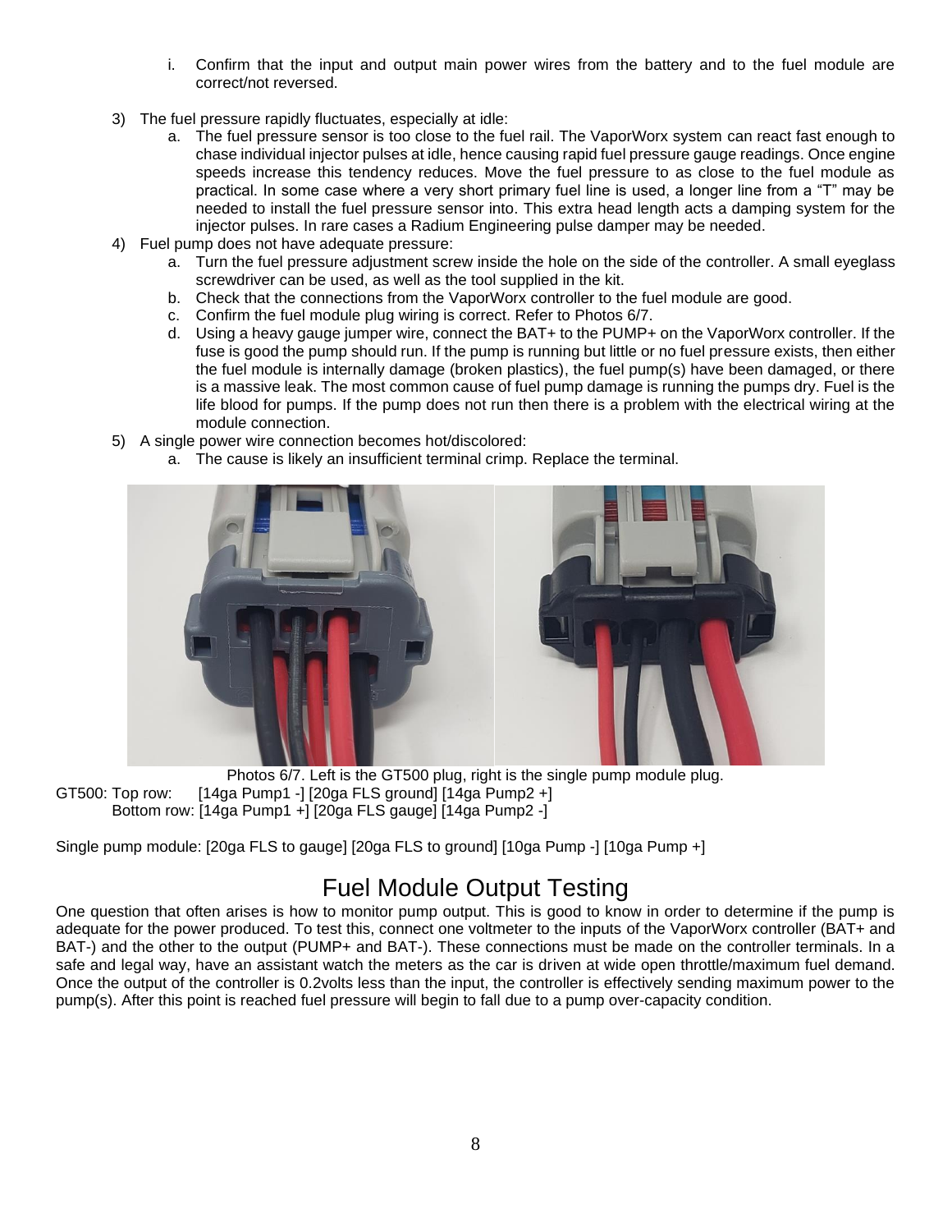i. Confirm that the input and output main power wires from the battery and to the fuel module are correct/not reversed.

3) The fuel pressure rapidly fluctuates, especially at idle:
   a. The fuel pressure sensor is too close to the fuel rail. The VaporWorx system can react fast enough to chase individual injector pulses at idle, hence causing rapid fuel pressure gauge readings. Once engine speeds increase this tendency reduces. Move the fuel pressure to as close to the fuel module as practical. In some case where a very short primary fuel line is used, a longer line from a "T" may be needed to install the fuel pressure sensor into. This extra head length acts a damping system for the injector pulses. In rare cases a Radium Engineering pulse damper may be needed.
4) Fuel pump does not have adequate pressure:
   a. Turn the fuel pressure adjustment screw inside the hole on the side of the controller. A small eyeglass screwdriver can be used, as well as the tool supplied in the kit.
   b. Check that the connections from the VaporWorx controller to the fuel module are good.
   c. Confirm the fuel module plug wiring is correct. Refer to Photos 6/7.
   d. Using a heavy gauge jumper wire, connect the BAT+ to the PUMP+ on the VaporWorx controller. If the fuse is good the pump should run. If the pump is running but little or no fuel pressure exists, then either the fuel module is internally damage (broken plastics), the fuel pump(s) have been damaged, or there is a massive leak. The most common cause of fuel pump damage is running the pumps dry. Fuel is the life blood for pumps. If the pump does not run then there is a problem with the electrical wiring at the module connection.
5) A single power wire connection becomes hot/discolored:
   a. The cause is likely an insufficient terminal crimp. Replace the terminal.

Photos 6/7. Left is the GT500 plug, right is the single pump module plug.

GT500: Top row: [14ga Pump1 -] [20ga FLS ground] [14ga Pump2 +]
Bottom row: [14ga Pump1 +] [20ga FLS gauge] [14ga Pump2 -]

Single pump module: [20ga FLS to gauge] [20ga FLS to ground] [10ga Pump -] [10ga Pump +]

# Fuel Module Output Testing

One question that often arises is how to monitor pump output. This is good to know in order to determine if the pump is adequate for the power produced. To test this, connect one voltmeter to the inputs of the VaporWorx controller (BAT+ and BAT-) and the other to the output (PUMP+ and BAT-). These connections must be made on the controller terminals. In a safe and legal way, have an assistant watch the meters as the car is driven at wide open throttle/maximum fuel demand. Once the output of the controller is 0.2volts less than the input, the controller is effectively sending maximum power to the pump(s). After this point is reached fuel pressure will begin to fall due to a pump over-capacity condition.